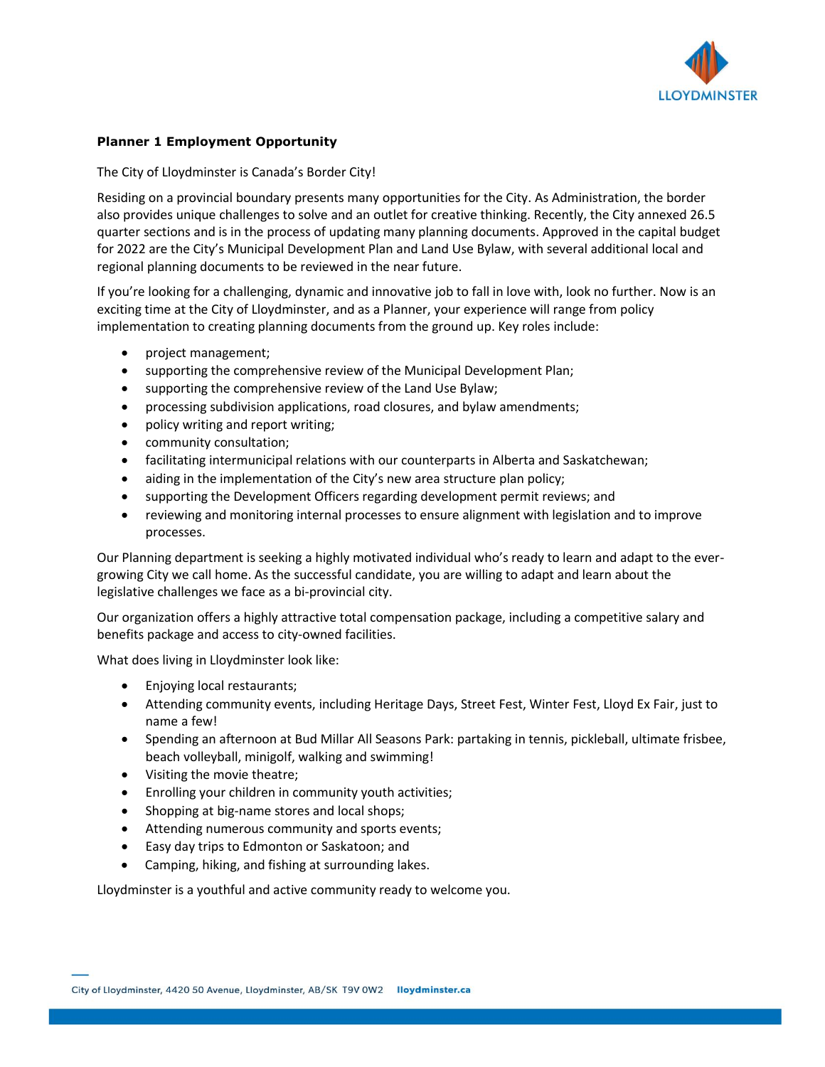**Planner 1 Employment Opportunity**

The City of Lloydminster is Canada's Border City!

Residing on a provincial boundary presents many opportunities for the City. As Administration, the border also provides unique challenges to solve and an outlet for creative thinking. Recently, the City annexed 26.5 quarter sections and is in the process of updating many planning documents. Approved in the capital budget for 2022 are the City's Municipal Development Plan and Land Use Bylaw, with several additional local and regional planning documents to be reviewed in the near future.

If you're looking for a challenging, dynamic and innovative job to fall in love with, look no further. Now is an exciting time at the City of Lloydminster, and as a Planner, your experience will range from policy implementation to creating planning documents from the ground up. Key roles include:

- project management;
- supporting the comprehensive review of the Municipal Development Plan;
- supporting the comprehensive review of the Land Use Bylaw;
- processing subdivision applications, road closures, and bylaw amendments;
- policy writing and report writing;
- community consultation;
- facilitating intermunicipal relations with our counterparts in Alberta and Saskatchewan;
- aiding in the implementation of the City's new area structure plan policy;
- supporting the Development Officers regarding development permit reviews; and
- reviewing and monitoring internal processes to ensure alignment with legislation and to improve processes.

Our Planning department is seeking a highly motivated individual who's ready to learn and adapt to the ever-growing City we call home. As the successful candidate, you are willing to adapt and learn about the legislative challenges we face as a bi-provincial city.

Our organization offers a highly attractive total compensation package, including a competitive salary and benefits package and access to city-owned facilities.

What does living in Lloydminster look like:

- Enjoying local restaurants;
- Attending community events, including Heritage Days, Street Fest, Winter Fest, Lloyd Ex Fair, just to name a few!
- Spending an afternoon at Bud Millar All Seasons Park: partaking in tennis, pickleball, ultimate frisbee, beach volleyball, minigolf, walking and swimming!
- Visiting the movie theatre;
- Enrolling your children in community youth activities;
- Shopping at big-name stores and local shops;
- Attending numerous community and sports events;
- Easy day trips to Edmonton or Saskatoon; and
- Camping, hiking, and fishing at surrounding lakes.

Lloydminster is a youthful and active community ready to welcome you.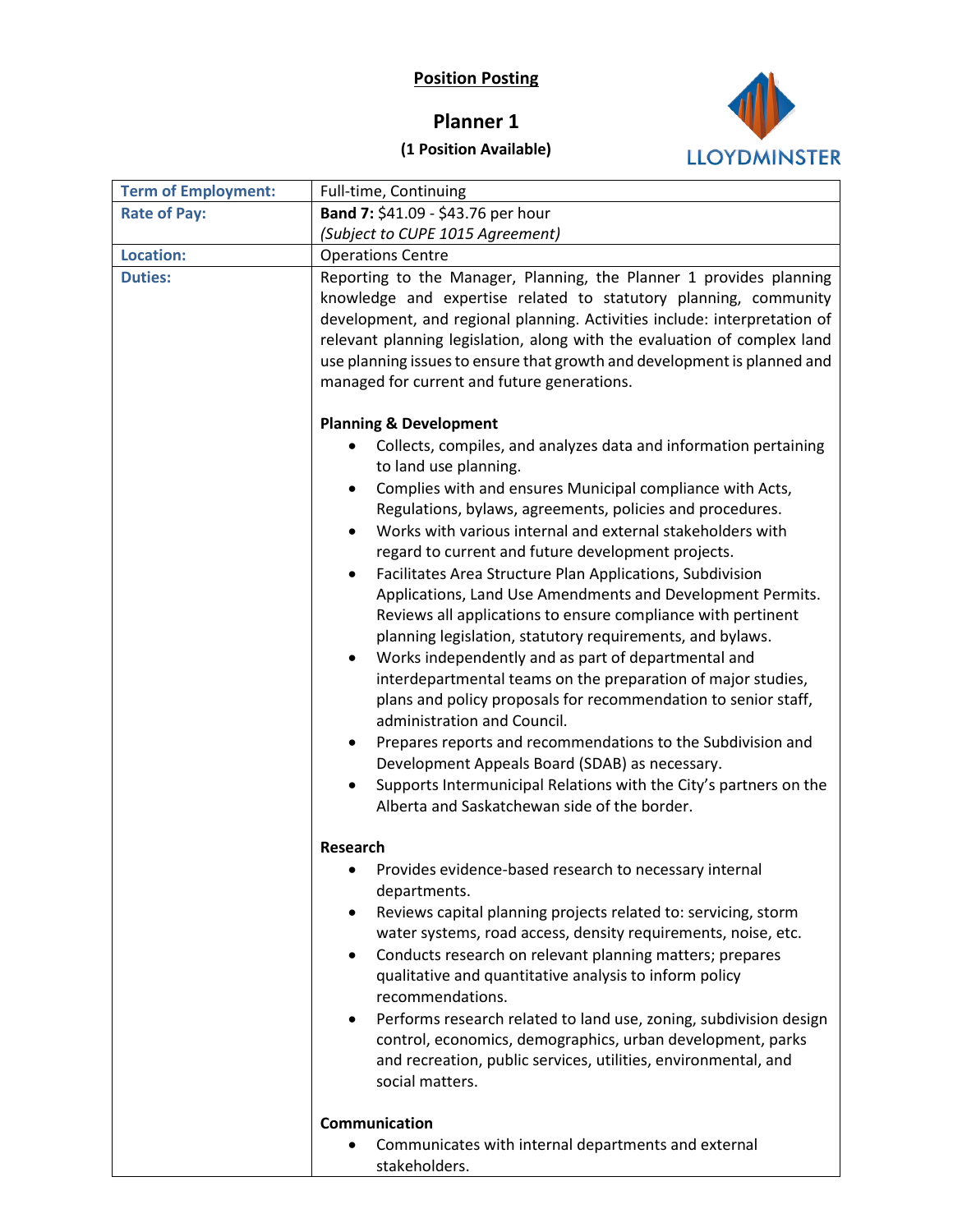**Position Posting**

**Planner 1**

**(1 Position Available)**

| **Term of Employment:** | Full-time, Continuing |
|---|---|
| **Rate of Pay:** | **Band 7:** $41.09 - $43.76 per hour<br>*(Subject to CUPE 1015 Agreement)* |
| **Location:** | Operations Centre |
| **Duties:** | Reporting to the Manager, Planning, the Planner 1 provides planning knowledge and expertise related to statutory planning, community development, and regional planning. Activities include: interpretation of relevant planning legislation, along with the evaluation of complex land use planning issues to ensure that growth and development is planned and managed for current and future generations.<br><br>**Planning & Development**<br>• Collects, compiles, and analyzes data and information pertaining to land use planning.<br>• Complies with and ensures Municipal compliance with Acts, Regulations, bylaws, agreements, policies and procedures.<br>• Works with various internal and external stakeholders with regard to current and future development projects.<br>• Facilitates Area Structure Plan Applications, Subdivision Applications, Land Use Amendments and Development Permits. Reviews all applications to ensure compliance with pertinent planning legislation, statutory requirements, and bylaws.<br>• Works independently and as part of departmental and interdepartmental teams on the preparation of major studies, plans and policy proposals for recommendation to senior staff, administration and Council.<br>• Prepares reports and recommendations to the Subdivision and Development Appeals Board (SDAB) as necessary.<br>• Supports Intermunicipal Relations with the City's partners on the Alberta and Saskatchewan side of the border.<br><br>**Research**<br>• Provides evidence-based research to necessary internal departments.<br>• Reviews capital planning projects related to: servicing, storm water systems, road access, density requirements, noise, etc.<br>• Conducts research on relevant planning matters; prepares qualitative and quantitative analysis to inform policy recommendations.<br>• Performs research related to land use, zoning, subdivision design control, economics, demographics, urban development, parks and recreation, public services, utilities, environmental, and social matters.<br><br>**Communication**<br>• Communicates with internal departments and external stakeholders. |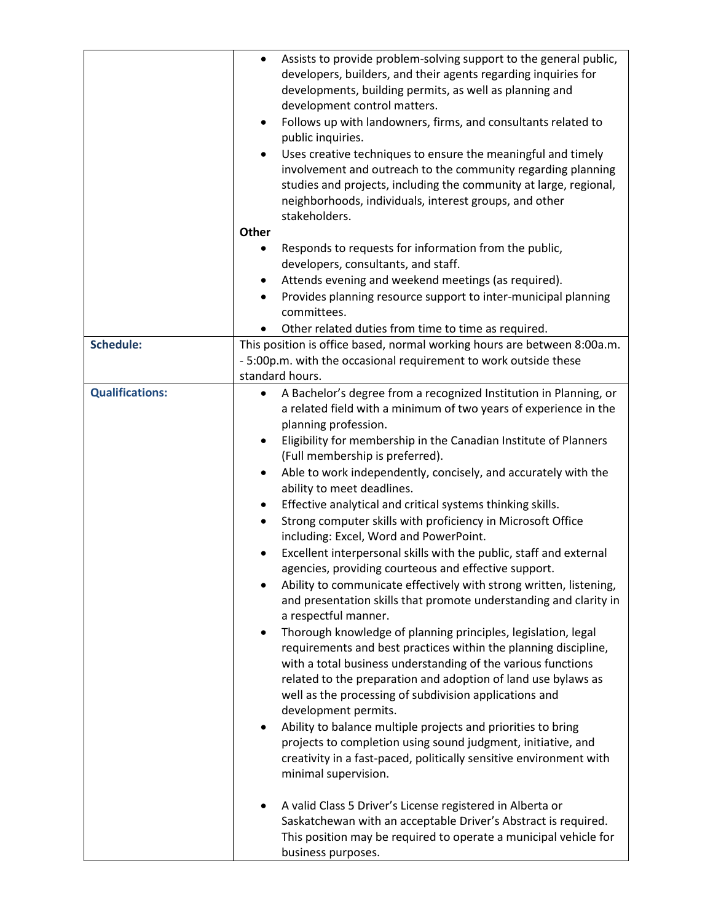| | |
|---|---|
| | • Assists to provide problem-solving support to the general public, developers, builders, and their agents regarding inquiries for developments, building permits, as well as planning and development control matters.<br>• Follows up with landowners, firms, and consultants related to public inquiries.<br>• Uses creative techniques to ensure the meaningful and timely involvement and outreach to the community regarding planning studies and projects, including the community at large, regional, neighborhoods, individuals, interest groups, and other stakeholders.<br>**Other**<br>• Responds to requests for information from the public, developers, consultants, and staff.<br>• Attends evening and weekend meetings (as required).<br>• Provides planning resource support to inter-municipal planning committees.<br>• Other related duties from time to time as required. |
| **Schedule:** | This position is office based, normal working hours are between 8:00a.m. - 5:00p.m. with the occasional requirement to work outside these standard hours. |
| **Qualifications:** | • A Bachelor's degree from a recognized Institution in Planning, or a related field with a minimum of two years of experience in the planning profession.<br>• Eligibility for membership in the Canadian Institute of Planners (Full membership is preferred).<br>• Able to work independently, concisely, and accurately with the ability to meet deadlines.<br>• Effective analytical and critical systems thinking skills.<br>• Strong computer skills with proficiency in Microsoft Office including: Excel, Word and PowerPoint.<br>• Excellent interpersonal skills with the public, staff and external agencies, providing courteous and effective support.<br>• Ability to communicate effectively with strong written, listening, and presentation skills that promote understanding and clarity in a respectful manner.<br>• Thorough knowledge of planning principles, legislation, legal requirements and best practices within the planning discipline, with a total business understanding of the various functions related to the preparation and adoption of land use bylaws as well as the processing of subdivision applications and development permits.<br>• Ability to balance multiple projects and priorities to bring projects to completion using sound judgment, initiative, and creativity in a fast-paced, politically sensitive environment with minimal supervision.<br>• A valid Class 5 Driver's License registered in Alberta or Saskatchewan with an acceptable Driver's Abstract is required. This position may be required to operate a municipal vehicle for business purposes. |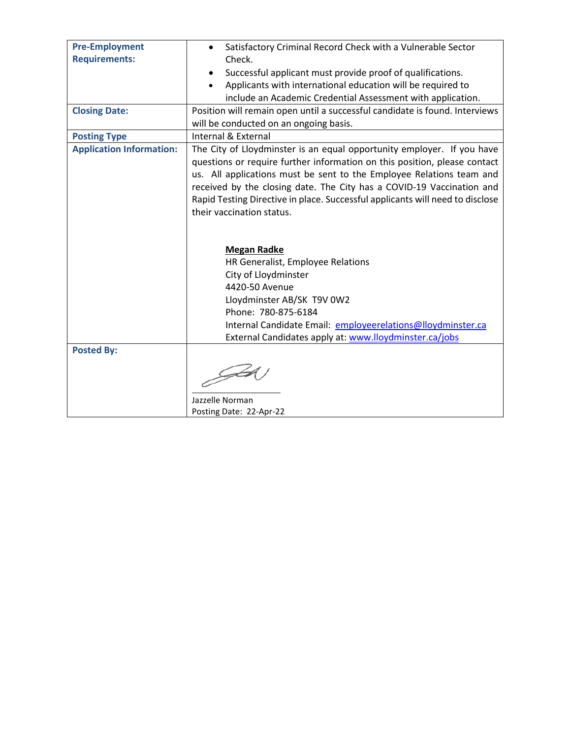| | |
|---|---|
| **Pre-Employment Requirements:** | • Satisfactory Criminal Record Check with a Vulnerable Sector Check.<br>• Successful applicant must provide proof of qualifications.<br>• Applicants with international education will be required to include an Academic Credential Assessment with application. |
| **Closing Date:** | Position will remain open until a successful candidate is found. Interviews will be conducted on an ongoing basis. |
| **Posting Type** | Internal & External |
| **Application Information:** | The City of Lloydminster is an equal opportunity employer. If you have questions or require further information on this position, please contact us. All applications must be sent to the Employee Relations team and received by the closing date. The City has a COVID-19 Vaccination and Rapid Testing Directive in place. Successful applicants will need to disclose their vaccination status.<br><br>**Megan Radke**<br>HR Generalist, Employee Relations<br>City of Lloydminster<br>4420-50 Avenue<br>Lloydminster AB/SK T9V 0W2<br>Phone: 780-875-6184<br>Internal Candidate Email: employeerelations@lloydminster.ca<br>External Candidates apply at: www.lloydminster.ca/jobs |
| **Posted By:** | Jazzelle Norman<br>Posting Date: 22-Apr-22 |